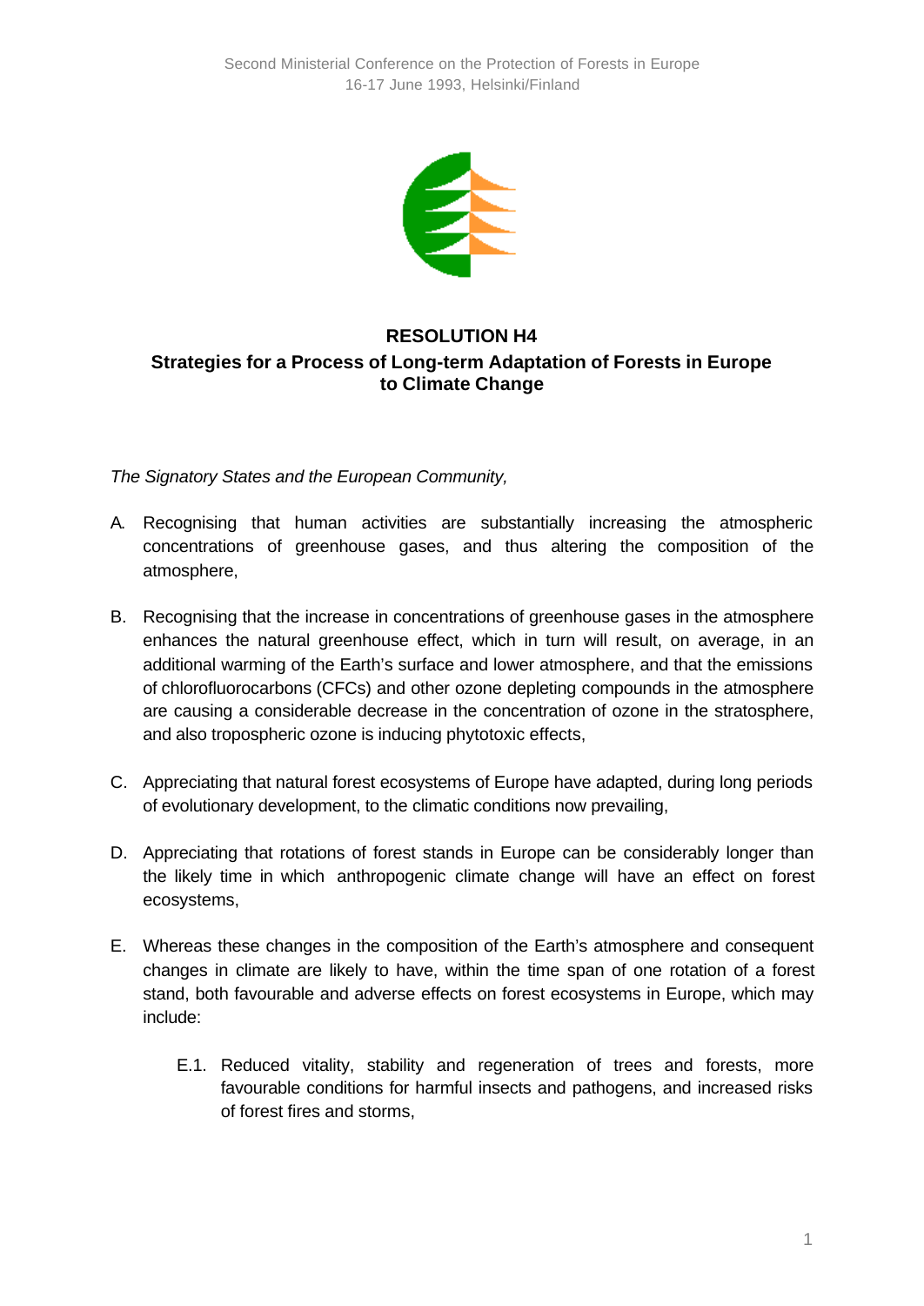# RESOLUTION H4

## Strategies for a Process of Long-term Adaptation of Forests in Europe to Climate Change

*The Signatory States and the European Community,*

A. Recognising that human activities are substantially increasing the atmospheric concentrations of greenhouse gases, and thus altering the composition of the atmosphere,

B. Recognising that the increase in concentrations of greenhouse gases in the atmosphere enhances the natural greenhouse effect, which in turn will result, on average, in an additional warming of the Earth's surface and lower atmosphere, and that the emissions of chlorofluorocarbons (CFCs) and other ozone depleting compounds in the atmosphere are causing a considerable decrease in the concentration of ozone in the stratosphere, and also tropospheric ozone is inducing phytotoxic effects,

C. Appreciating that natural forest ecosystems of Europe have adapted, during long periods of evolutionary development, to the climatic conditions now prevailing,

D. Appreciating that rotations of forest stands in Europe can be considerably longer than the likely time in which anthropogenic climate change will have an effect on forest ecosystems,

E. Whereas these changes in the composition of the Earth's atmosphere and consequent changes in climate are likely to have, within the time span of one rotation of a forest stand, both favourable and adverse effects on forest ecosystems in Europe, which may include:

   E.1. Reduced vitality, stability and regeneration of trees and forests, more favourable conditions for harmful insects and pathogens, and increased risks of forest fires and storms,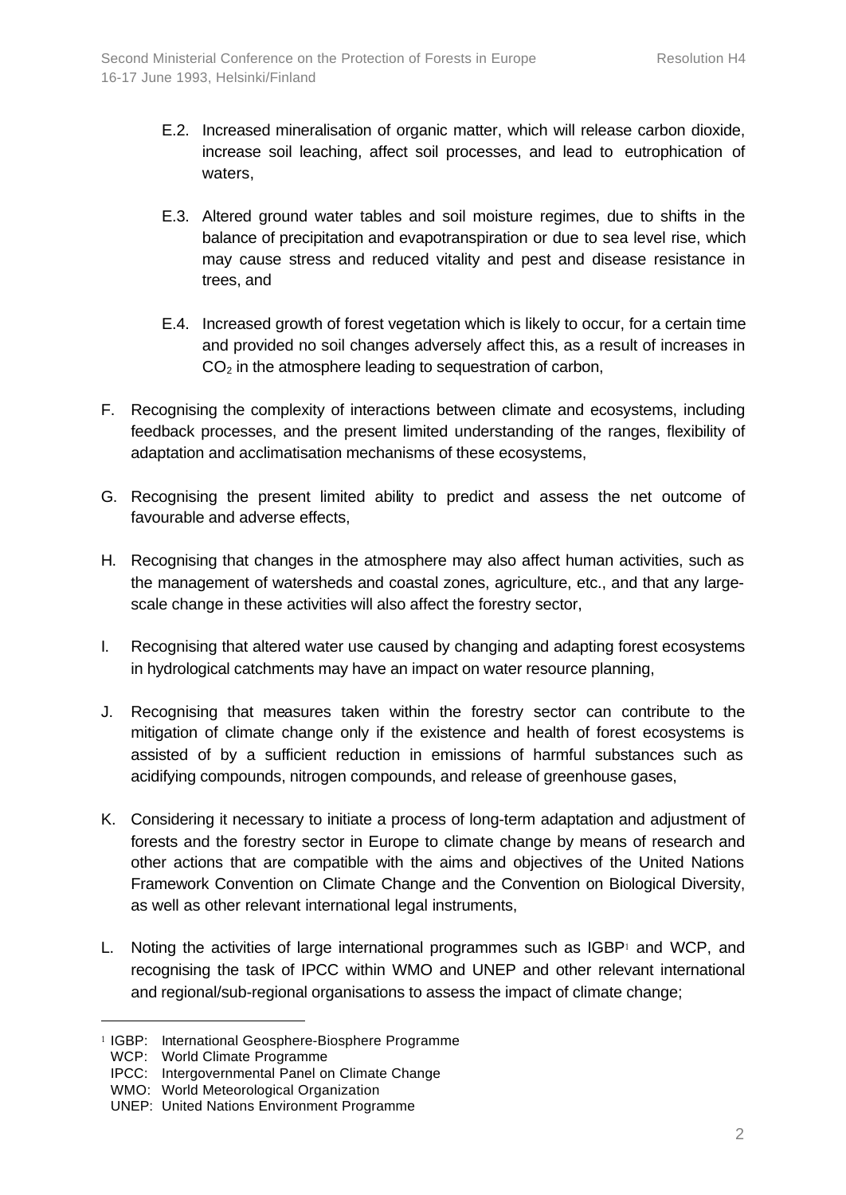E.2. Increased mineralisation of organic matter, which will release carbon dioxide, increase soil leaching, affect soil processes, and lead to eutrophication of waters,

E.3. Altered ground water tables and soil moisture regimes, due to shifts in the balance of precipitation and evapotranspiration or due to sea level rise, which may cause stress and reduced vitality and pest and disease resistance in trees, and

E.4. Increased growth of forest vegetation which is likely to occur, for a certain time and provided no soil changes adversely affect this, as a result of increases in $CO_2$ in the atmosphere leading to sequestration of carbon,

F. Recognising the complexity of interactions between climate and ecosystems, including feedback processes, and the present limited understanding of the ranges, flexibility of adaptation and acclimatisation mechanisms of these ecosystems,

G. Recognising the present limited ability to predict and assess the net outcome of favourable and adverse effects,

H. Recognising that changes in the atmosphere may also affect human activities, such as the management of watersheds and coastal zones, agriculture, etc., and that any large-scale change in these activities will also affect the forestry sector,

I. Recognising that altered water use caused by changing and adapting forest ecosystems in hydrological catchments may have an impact on water resource planning,

J. Recognising that measures taken within the forestry sector can contribute to the mitigation of climate change only if the existence and health of forest ecosystems is assisted of by a sufficient reduction in emissions of harmful substances such as acidifying compounds, nitrogen compounds, and release of greenhouse gases,

K. Considering it necessary to initiate a process of long-term adaptation and adjustment of forests and the forestry sector in Europe to climate change by means of research and other actions that are compatible with the aims and objectives of the United Nations Framework Convention on Climate Change and the Convention on Biological Diversity, as well as other relevant international legal instruments,

L. Noting the activities of large international programmes such as IGBP[1] and WCP, and recognising the task of IPCC within WMO and UNEP and other relevant international and regional/sub-regional organisations to assess the impact of climate change;

---

[1] IGBP: International Geosphere-Biosphere Programme
WCP: World Climate Programme
IPCC: Intergovernmental Panel on Climate Change
WMO: World Meteorological Organization
UNEP: United Nations Environment Programme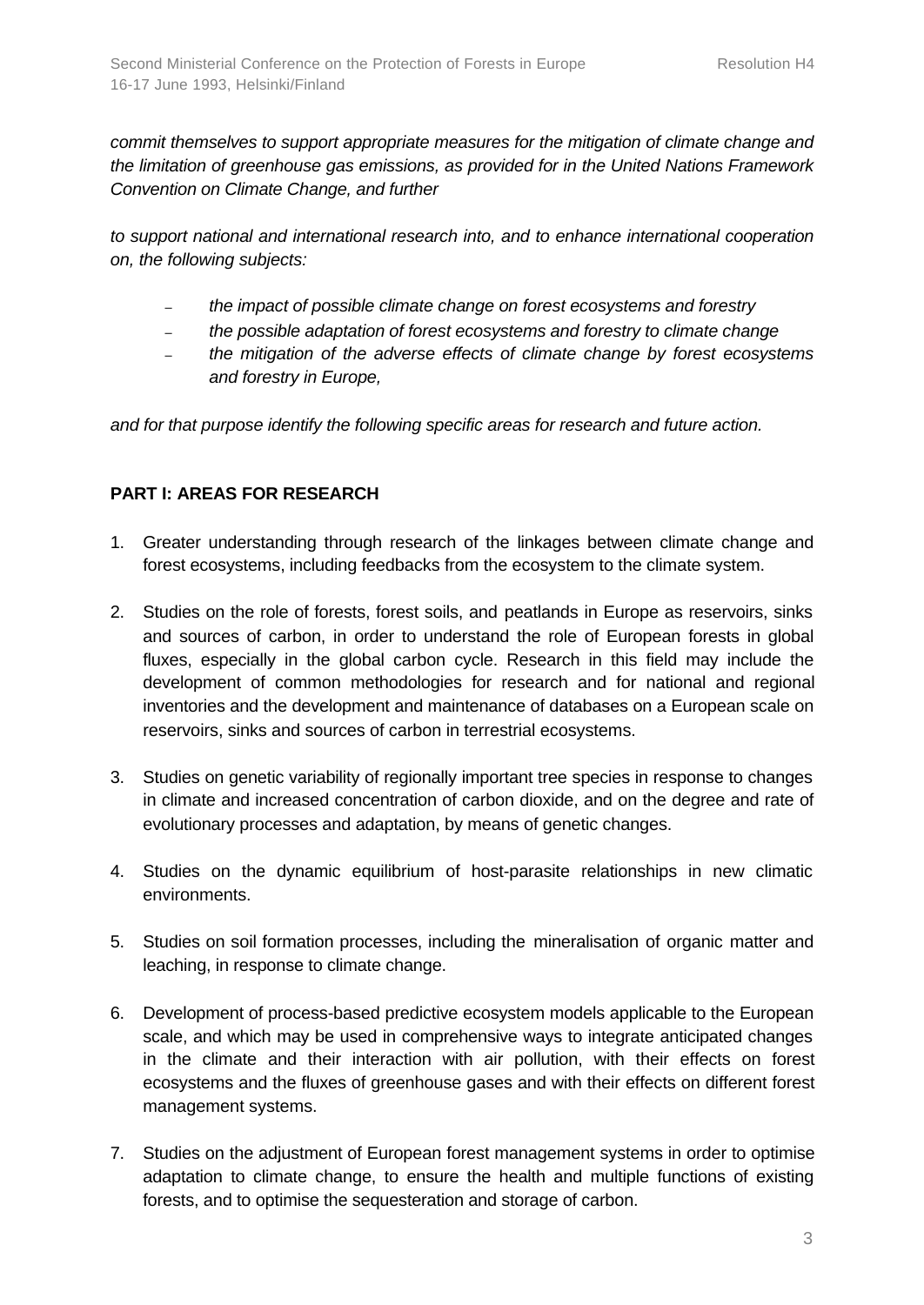*commit themselves to support appropriate measures for the mitigation of climate change and the limitation of greenhouse gas emissions, as provided for in the United Nations Framework Convention on Climate Change, and further*

*to support national and international research into, and to enhance international cooperation on, the following subjects:*

- *the impact of possible climate change on forest ecosystems and forestry*
- *the possible adaptation of forest ecosystems and forestry to climate change*
- *the mitigation of the adverse effects of climate change by forest ecosystems and forestry in Europe,*

*and for that purpose identify the following specific areas for research and future action.*

**PART I: AREAS FOR RESEARCH**

1. Greater understanding through research of the linkages between climate change and forest ecosystems, including feedbacks from the ecosystem to the climate system.

2. Studies on the role of forests, forest soils, and peatlands in Europe as reservoirs, sinks and sources of carbon, in order to understand the role of European forests in global fluxes, especially in the global carbon cycle. Research in this field may include the development of common methodologies for research and for national and regional inventories and the development and maintenance of databases on a European scale on reservoirs, sinks and sources of carbon in terrestrial ecosystems.

3. Studies on genetic variability of regionally important tree species in response to changes in climate and increased concentration of carbon dioxide, and on the degree and rate of evolutionary processes and adaptation, by means of genetic changes.

4. Studies on the dynamic equilibrium of host-parasite relationships in new climatic environments.

5. Studies on soil formation processes, including the mineralisation of organic matter and leaching, in response to climate change.

6. Development of process-based predictive ecosystem models applicable to the European scale, and which may be used in comprehensive ways to integrate anticipated changes in the climate and their interaction with air pollution, with their effects on forest ecosystems and the fluxes of greenhouse gases and with their effects on different forest management systems.

7. Studies on the adjustment of European forest management systems in order to optimise adaptation to climate change, to ensure the health and multiple functions of existing forests, and to optimise the sequesteration and storage of carbon.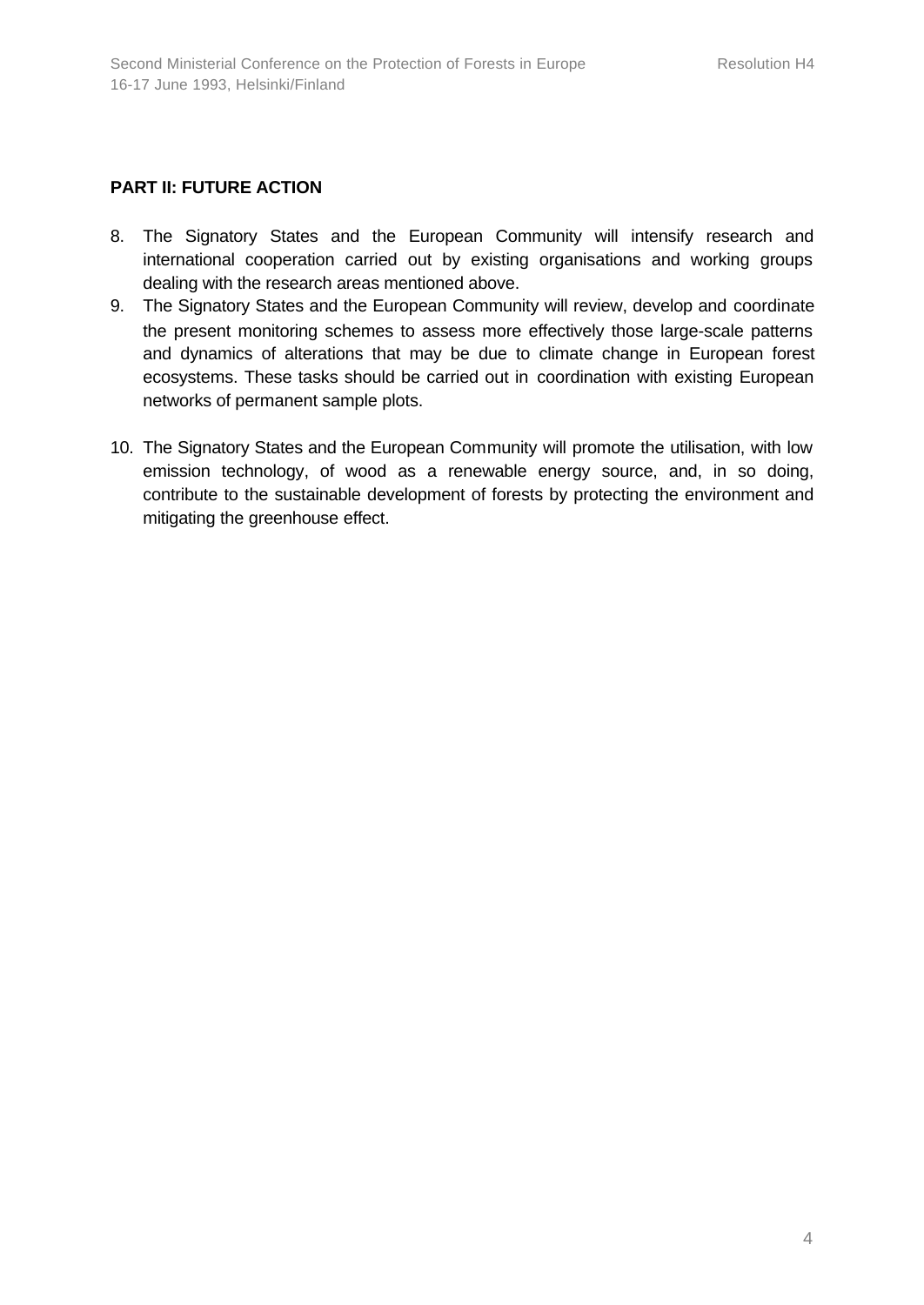**PART II: FUTURE ACTION**

8. The Signatory States and the European Community will intensify research and international cooperation carried out by existing organisations and working groups dealing with the research areas mentioned above.
9. The Signatory States and the European Community will review, develop and coordinate the present monitoring schemes to assess more effectively those large-scale patterns and dynamics of alterations that may be due to climate change in European forest ecosystems. These tasks should be carried out in coordination with existing European networks of permanent sample plots.

10. The Signatory States and the European Community will promote the utilisation, with low emission technology, of wood as a renewable energy source, and, in so doing, contribute to the sustainable development of forests by protecting the environment and mitigating the greenhouse effect.